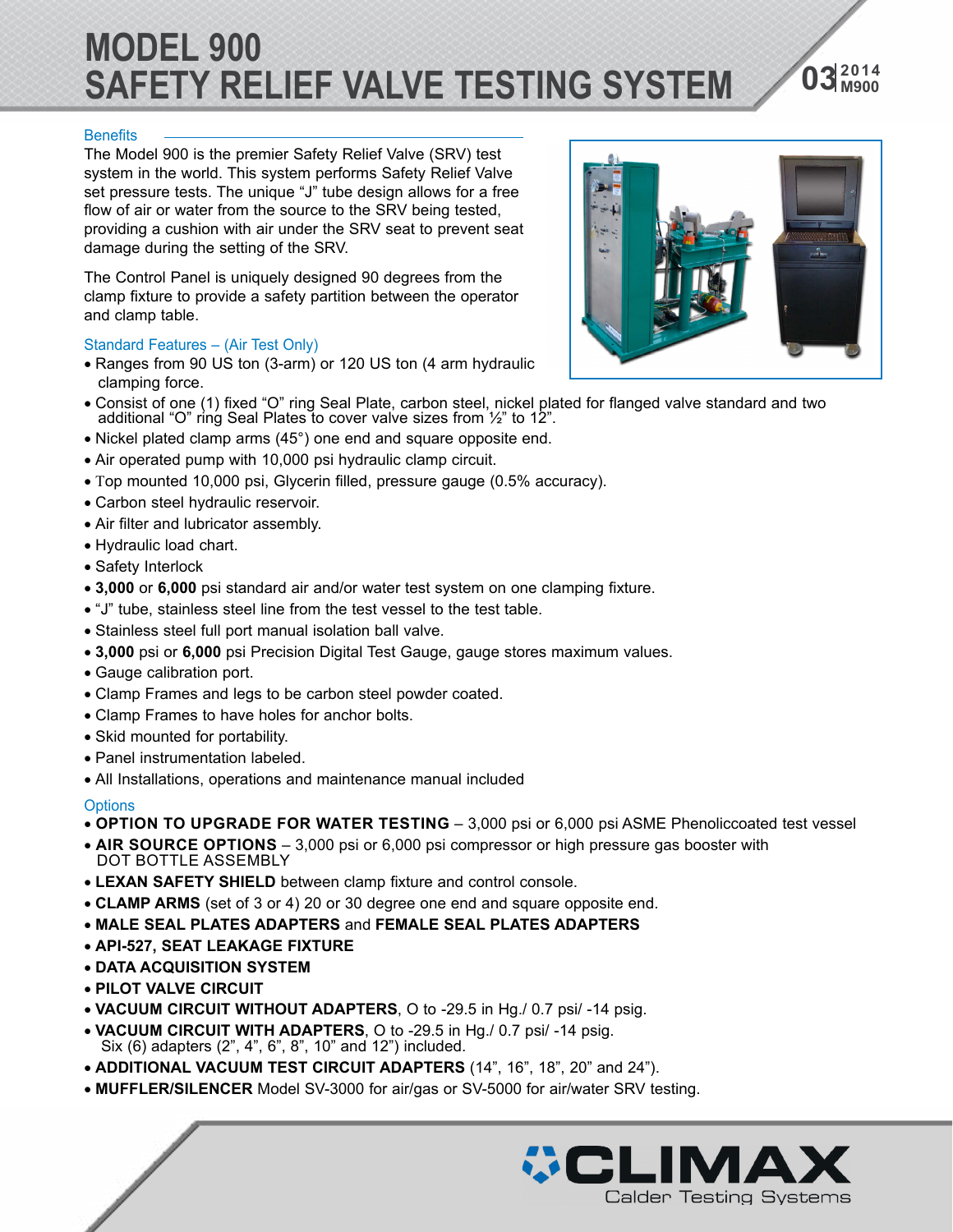# MODEL 900
# SAFETY RELIEF VALVE TESTING SYSTEM

03 2014 M900

## Benefits

The Model 900 is the premier Safety Relief Valve (SRV) test system in the world. This system performs Safety Relief Valve set pressure tests. The unique "J" tube design allows for a free flow of air or water from the source to the SRV being tested, providing a cushion with air under the SRV seat to prevent seat damage during the setting of the SRV.

The Control Panel is uniquely designed 90 degrees from the clamp fixture to provide a safety partition between the operator and clamp table.

## Standard Features – (Air Test Only)

- Ranges from 90 US ton (3-arm) or 120 US ton (4 arm hydraulic clamping force.
- Consist of one (1) fixed "O" ring Seal Plate, carbon steel, nickel plated for flanged valve standard and two additional "O" ring Seal Plates to cover valve sizes from ½" to 12".
- Nickel plated clamp arms (45°) one end and square opposite end.
- Air operated pump with 10,000 psi hydraulic clamp circuit.
- Top mounted 10,000 psi, Glycerin filled, pressure gauge (0.5% accuracy).
- Carbon steel hydraulic reservoir.
- Air filter and lubricator assembly.
- Hydraulic load chart.
- Safety Interlock
- **3,000** or **6,000** psi standard air and/or water test system on one clamping fixture.
- "J" tube, stainless steel line from the test vessel to the test table.
- Stainless steel full port manual isolation ball valve.
- **3,000** psi or **6,000** psi Precision Digital Test Gauge, gauge stores maximum values.
- Gauge calibration port.
- Clamp Frames and legs to be carbon steel powder coated.
- Clamp Frames to have holes for anchor bolts.
- Skid mounted for portability.
- Panel instrumentation labeled.
- All Installations, operations and maintenance manual included

## Options

- **OPTION TO UPGRADE FOR WATER TESTING** – 3,000 psi or 6,000 psi ASME Phenoliccoated test vessel
- **AIR SOURCE OPTIONS** – 3,000 psi or 6,000 psi compressor or high pressure gas booster with DOT BOTTLE ASSEMBLY
- **LEXAN SAFETY SHIELD** between clamp fixture and control console.
- **CLAMP ARMS** (set of 3 or 4) 20 or 30 degree one end and square opposite end.
- **MALE SEAL PLATES ADAPTERS** and **FEMALE SEAL PLATES ADAPTERS**
- **API-527, SEAT LEAKAGE FIXTURE**
- **DATA ACQUISITION SYSTEM**
- **PILOT VALVE CIRCUIT**
- **VACUUM CIRCUIT WITHOUT ADAPTERS**, O to -29.5 in Hg./ 0.7 psi/ -14 psig.
- **VACUUM CIRCUIT WITH ADAPTERS**, O to -29.5 in Hg./ 0.7 psi/ -14 psig. Six (6) adapters (2", 4", 6", 8", 10" and 12") included.
- **ADDITIONAL VACUUM TEST CIRCUIT ADAPTERS** (14", 16", 18", 20" and 24").
- **MUFFLER/SILENCER** Model SV-3000 for air/gas or SV-5000 for air/water SRV testing.

CLIMAX
Calder Testing Systems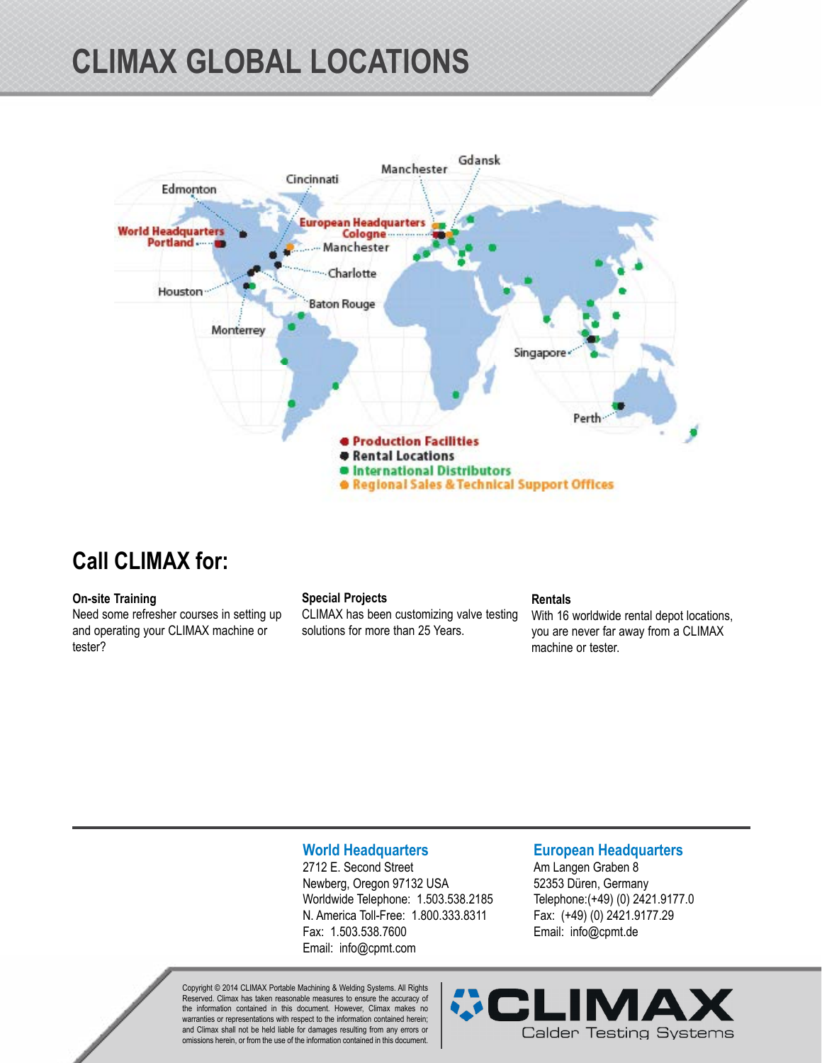# CLIMAX GLOBAL LOCATIONS

Gdansk
Manchester
Cincinnati
Edmonton
European Headquarters
Cologne
World Headquarters
Portland
Manchester
Charlotte
Houston
Baton Rouge
Monterrey
Singapore
Perth

- Production Facilities
- Rental Locations
- International Distributors
- Regional Sales & Technical Support Offices

## Call CLIMAX for:

**On-site Training**
Need some refresher courses in setting up and operating your CLIMAX machine or tester?

**Special Projects**
CLIMAX has been customizing valve testing solutions for more than 25 Years.

**Rentals**
With 16 worldwide rental depot locations, you are never far away from a CLIMAX machine or tester.

---

### World Headquarters
2712 E. Second Street
Newberg, Oregon 97132 USA
Worldwide Telephone: 1.503.538.2185
N. America Toll-Free: 1.800.333.8311
Fax: 1.503.538.7600
Email: info@cpmt.com

### European Headquarters
Am Langen Graben 8
52353 Düren, Germany
Telephone:(+49) (0) 2421.9177.0
Fax: (+49) (0) 2421.9177.29
Email: info@cpmt.de

Copyright © 2014 CLIMAX Portable Machining & Welding Systems. All Rights Reserved. Climax has taken reasonable measures to ensure the accuracy of the information contained in this document. However, Climax makes no warranties or representations with respect to the information contained herein; and Climax shall not be held liable for damages resulting from any errors or omissions herein, or from the use of the information contained in this document.

CLIMAX
Calder Testing Systems